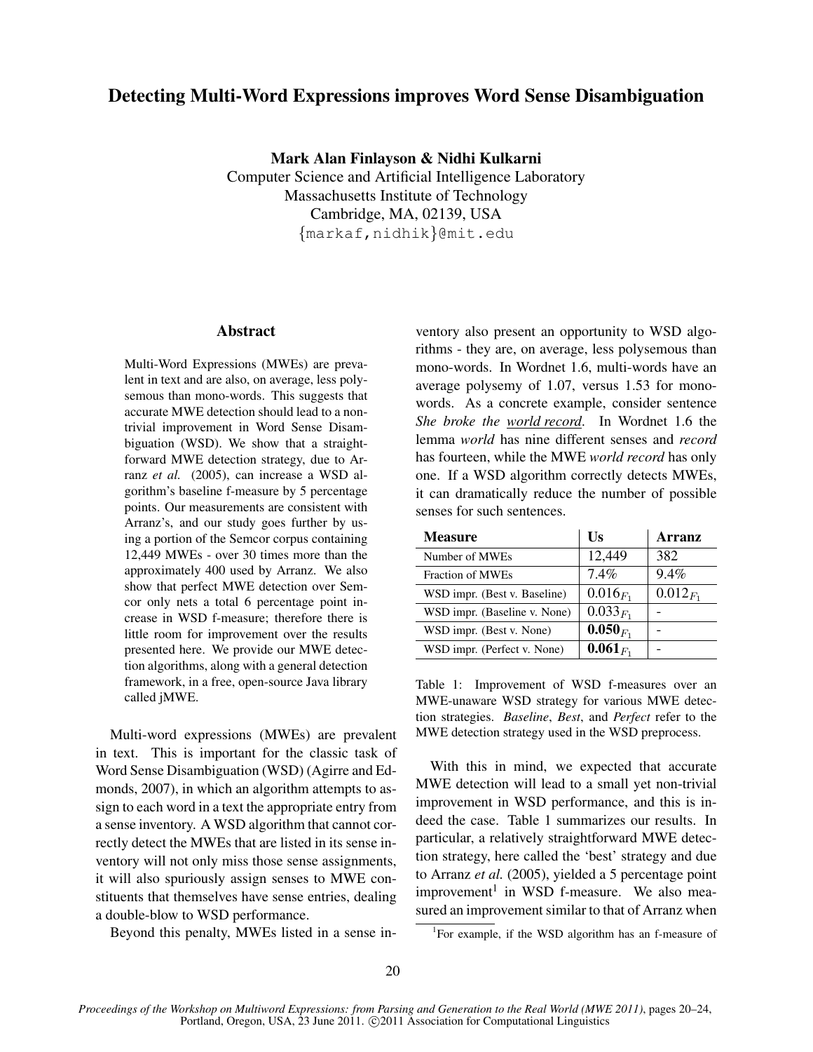# Detecting Multi-Word Expressions improves Word Sense Disambiguation

**Mark Alan Finlayson & Nidhi Kulkarni**
Computer Science and Artificial Intelligence Laboratory
Massachusetts Institute of Technology
Cambridge, MA, 02139, USA
{markaf,nidhik}@mit.edu

## Abstract

Multi-Word Expressions (MWEs) are prevalent in text and are also, on average, less polysemous than mono-words. This suggests that accurate MWE detection should lead to a non-trivial improvement in Word Sense Disambiguation (WSD). We show that a straightforward MWE detection strategy, due to Arranz *et al.* (2005), can increase a WSD algorithm's baseline f-measure by 5 percentage points. Our measurements are consistent with Arranz's, and our study goes further by using a portion of the Semcor corpus containing 12,449 MWEs - over 30 times more than the approximately 400 used by Arranz. We also show that perfect MWE detection over Semcor only nets a total 6 percentage point increase in WSD f-measure; therefore there is little room for improvement over the results presented here. We provide our MWE detection algorithms, along with a general detection framework, in a free, open-source Java library called jMWE.

Multi-word expressions (MWEs) are prevalent in text. This is important for the classic task of Word Sense Disambiguation (WSD) (Agirre and Edmonds, 2007), in which an algorithm attempts to assign to each word in a text the appropriate entry from a sense inventory. A WSD algorithm that cannot correctly detect the MWEs that are listed in its sense inventory will not only miss those sense assignments, it will also spuriously assign senses to MWE constituents that themselves have sense entries, dealing a double-blow to WSD performance.

Beyond this penalty, MWEs listed in a sense inventory also present an opportunity to WSD algorithms - they are, on average, less polysemous than mono-words. In Wordnet 1.6, multi-words have an average polysemy of 1.07, versus 1.53 for mono-words. As a concrete example, consider sentence *She broke the world record*. In Wordnet 1.6 the lemma *world* has nine different senses and *record* has fourteen, while the MWE *world record* has only one. If a WSD algorithm correctly detects MWEs, it can dramatically reduce the number of possible senses for such sentences.

| **Measure** | **Us** | **Arranz** |
|---|---|---|
| Number of MWEs | 12,449 | 382 |
| Fraction of MWEs | 7.4% | 9.4% |
| WSD impr. (Best v. Baseline) | $0.016_{F_1}$ | $0.012_{F_1}$ |
| WSD impr. (Baseline v. None) | $0.033_{F_1}$ | - |
| WSD impr. (Best v. None) | $\mathbf{0.050}_{F_1}$ | - |
| WSD impr. (Perfect v. None) | $\mathbf{0.061}_{F_1}$ | - |

Table 1: Improvement of WSD f-measures over an MWE-unaware WSD strategy for various MWE detection strategies. *Baseline*, *Best*, and *Perfect* refer to the MWE detection strategy used in the WSD preprocess.

With this in mind, we expected that accurate MWE detection will lead to a small yet non-trivial improvement in WSD performance, and this is indeed the case. Table 1 summarizes our results. In particular, a relatively straightforward MWE detection strategy, here called the 'best' strategy and due to Arranz *et al.* (2005), yielded a 5 percentage point improvement[1] in WSD f-measure. We also measured an improvement similar to that of Arranz when

[1]For example, if the WSD algorithm has an f-measure of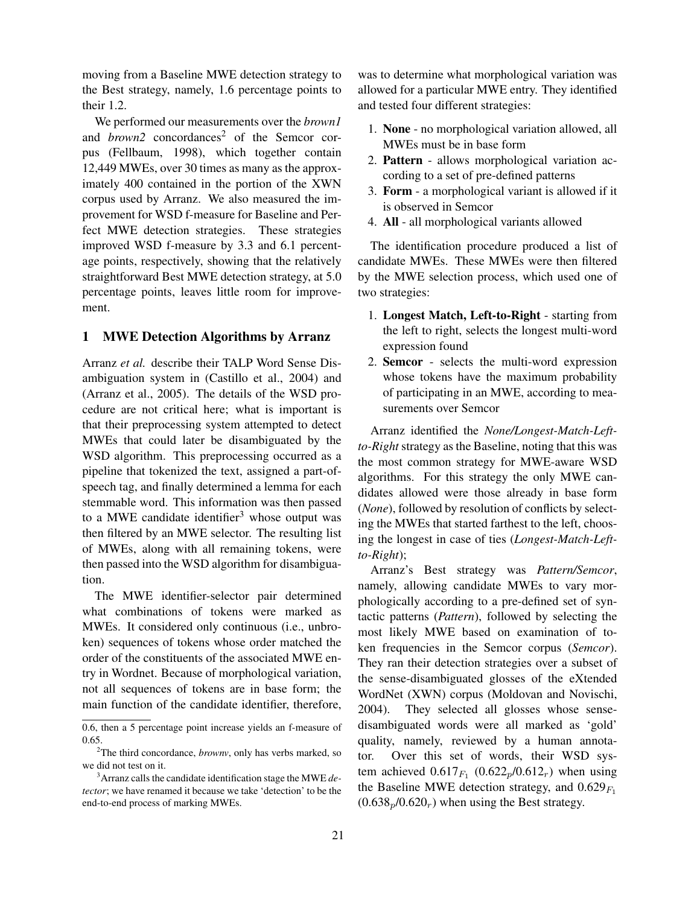moving from a Baseline MWE detection strategy to the Best strategy, namely, 1.6 percentage points to their 1.2.

We performed our measurements over the *brown1* and *brown2* concordances[2] of the Semcor corpus (Fellbaum, 1998), which together contain 12,449 MWEs, over 30 times as many as the approximately 400 contained in the portion of the XWN corpus used by Arranz. We also measured the improvement for WSD f-measure for Baseline and Perfect MWE detection strategies. These strategies improved WSD f-measure by 3.3 and 6.1 percentage points, respectively, showing that the relatively straightforward Best MWE detection strategy, at 5.0 percentage points, leaves little room for improvement.

## 1 MWE Detection Algorithms by Arranz

Arranz *et al.* describe their TALP Word Sense Disambiguation system in (Castillo et al., 2004) and (Arranz et al., 2005). The details of the WSD procedure are not critical here; what is important is that their preprocessing system attempted to detect MWEs that could later be disambiguated by the WSD algorithm. This preprocessing occurred as a pipeline that tokenized the text, assigned a part-of-speech tag, and finally determined a lemma for each stemmable word. This information was then passed to a MWE candidate identifier[3] whose output was then filtered by an MWE selector. The resulting list of MWEs, along with all remaining tokens, were then passed into the WSD algorithm for disambiguation.

The MWE identifier-selector pair determined what combinations of tokens were marked as MWEs. It considered only continuous (i.e., unbroken) sequences of tokens whose order matched the order of the constituents of the associated MWE entry in Wordnet. Because of morphological variation, not all sequences of tokens are in base form; the main function of the candidate identifier, therefore, was to determine what morphological variation was allowed for a particular MWE entry. They identified and tested four different strategies:

1. **None** - no morphological variation allowed, all MWEs must be in base form
2. **Pattern** - allows morphological variation according to a set of pre-defined patterns
3. **Form** - a morphological variant is allowed if it is observed in Semcor
4. **All** - all morphological variants allowed

The identification procedure produced a list of candidate MWEs. These MWEs were then filtered by the MWE selection process, which used one of two strategies:

1. **Longest Match, Left-to-Right** - starting from the left to right, selects the longest multi-word expression found
2. **Semcor** - selects the multi-word expression whose tokens have the maximum probability of participating in an MWE, according to measurements over Semcor

Arranz identified the *None/Longest-Match-Left-to-Right* strategy as the Baseline, noting that this was the most common strategy for MWE-aware WSD algorithms. For this strategy the only MWE candidates allowed were those already in base form (*None*), followed by resolution of conflicts by selecting the MWEs that started farthest to the left, choosing the longest in case of ties (*Longest-Match-Left-to-Right*);

Arranz's Best strategy was *Pattern/Semcor*, namely, allowing candidate MWEs to vary morphologically according to a pre-defined set of syntactic patterns (*Pattern*), followed by selecting the most likely MWE based on examination of token frequencies in the Semcor corpus (*Semcor*). They ran their detection strategies over a subset of the sense-disambiguated glosses of the eXtended WordNet (XWN) corpus (Moldovan and Novischi, 2004). They selected all glosses whose sense-disambiguated words were all marked as 'gold' quality, namely, reviewed by a human annotator. Over this set of words, their WSD system achieved $0.617_{F_1}$ ($0.622_p$/$0.612_r$) when using the Baseline MWE detection strategy, and $0.629_{F_1}$ ($0.638_p$/$0.620_r$) when using the Best strategy.

---

0.6, then a 5 percentage point increase yields an f-measure of 0.65.

[2] The third concordance, *brownv*, only has verbs marked, so we did not test on it.

[3] Arranz calls the candidate identification stage the MWE *detector*; we have renamed it because we take 'detection' to be the end-to-end process of marking MWEs.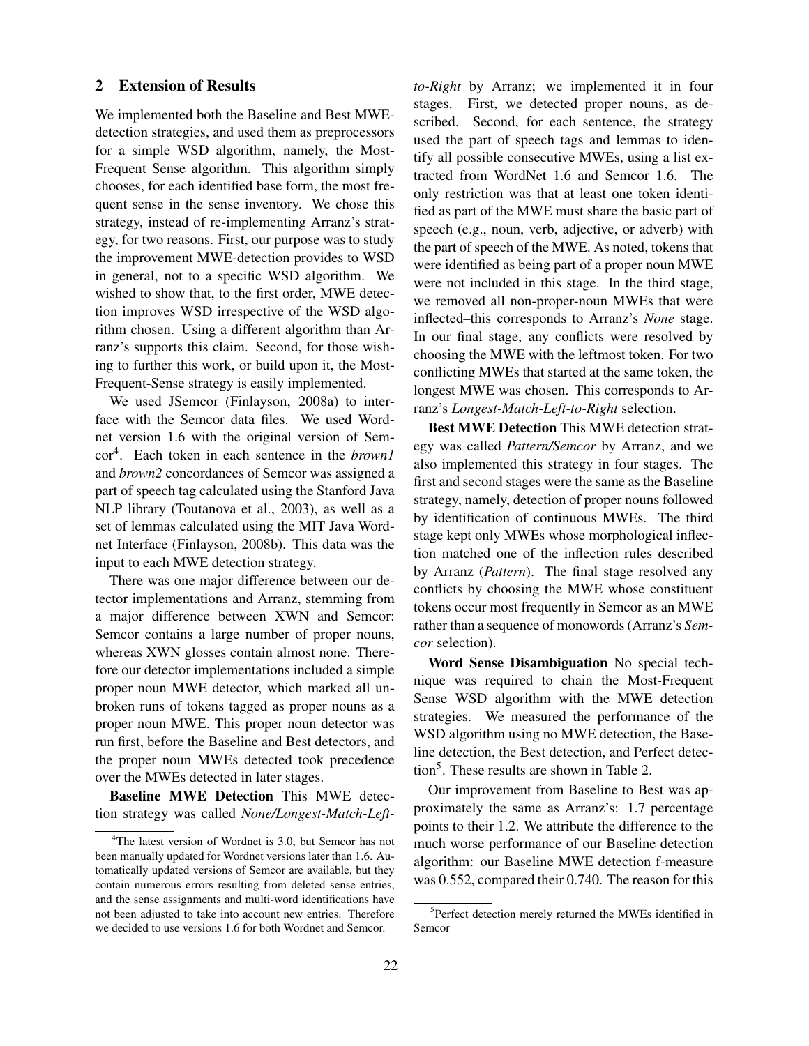## 2 Extension of Results

We implemented both the Baseline and Best MWE-detection strategies, and used them as preprocessors for a simple WSD algorithm, namely, the Most-Frequent Sense algorithm. This algorithm simply chooses, for each identified base form, the most frequent sense in the sense inventory. We chose this strategy, instead of re-implementing Arranz's strategy, for two reasons. First, our purpose was to study the improvement MWE-detection provides to WSD in general, not to a specific WSD algorithm. We wished to show that, to the first order, MWE detection improves WSD irrespective of the WSD algorithm chosen. Using a different algorithm than Arranz's supports this claim. Second, for those wishing to further this work, or build upon it, the Most-Frequent-Sense strategy is easily implemented.

We used JSemcor (Finlayson, 2008a) to interface with the Semcor data files. We used Wordnet version 1.6 with the original version of Semcor[4]. Each token in each sentence in the *brown1* and *brown2* concordances of Semcor was assigned a part of speech tag calculated using the Stanford Java NLP library (Toutanova et al., 2003), as well as a set of lemmas calculated using the MIT Java Wordnet Interface (Finlayson, 2008b). This data was the input to each MWE detection strategy.

There was one major difference between our detector implementations and Arranz, stemming from a major difference between XWN and Semcor: Semcor contains a large number of proper nouns, whereas XWN glosses contain almost none. Therefore our detector implementations included a simple proper noun MWE detector, which marked all unbroken runs of tokens tagged as proper nouns as a proper noun MWE. This proper noun detector was run first, before the Baseline and Best detectors, and the proper noun MWEs detected took precedence over the MWEs detected in later stages.

**Baseline MWE Detection** This MWE detection strategy was called *None/Longest-Match-Left-to-Right* by Arranz; we implemented it in four stages. First, we detected proper nouns, as described. Second, for each sentence, the strategy used the part of speech tags and lemmas to identify all possible consecutive MWEs, using a list extracted from WordNet 1.6 and Semcor 1.6. The only restriction was that at least one token identified as part of the MWE must share the basic part of speech (e.g., noun, verb, adjective, or adverb) with the part of speech of the MWE. As noted, tokens that were identified as being part of a proper noun MWE were not included in this stage. In the third stage, we removed all non-proper-noun MWEs that were inflected–this corresponds to Arranz's *None* stage. In our final stage, any conflicts were resolved by choosing the MWE with the leftmost token. For two conflicting MWEs that started at the same token, the longest MWE was chosen. This corresponds to Arranz's *Longest-Match-Left-to-Right* selection.

**Best MWE Detection** This MWE detection strategy was called *Pattern/Semcor* by Arranz, and we also implemented this strategy in four stages. The first and second stages were the same as the Baseline strategy, namely, detection of proper nouns followed by identification of continuous MWEs. The third stage kept only MWEs whose morphological inflection matched one of the inflection rules described by Arranz (*Pattern*). The final stage resolved any conflicts by choosing the MWE whose constituent tokens occur most frequently in Semcor as an MWE rather than a sequence of monowords (Arranz's *Semcor* selection).

**Word Sense Disambiguation** No special technique was required to chain the Most-Frequent Sense WSD algorithm with the MWE detection strategies. We measured the performance of the WSD algorithm using no MWE detection, the Baseline detection, the Best detection, and Perfect detection[5]. These results are shown in Table 2.

Our improvement from Baseline to Best was approximately the same as Arranz's: 1.7 percentage points to their 1.2. We attribute the difference to the much worse performance of our Baseline detection algorithm: our Baseline MWE detection f-measure was 0.552, compared their 0.740. The reason for this

[4] The latest version of Wordnet is 3.0, but Semcor has not been manually updated for Wordnet versions later than 1.6. Automatically updated versions of Semcor are available, but they contain numerous errors resulting from deleted sense entries, and the sense assignments and multi-word identifications have not been adjusted to take into account new entries. Therefore we decided to use versions 1.6 for both Wordnet and Semcor.

[5] Perfect detection merely returned the MWEs identified in Semcor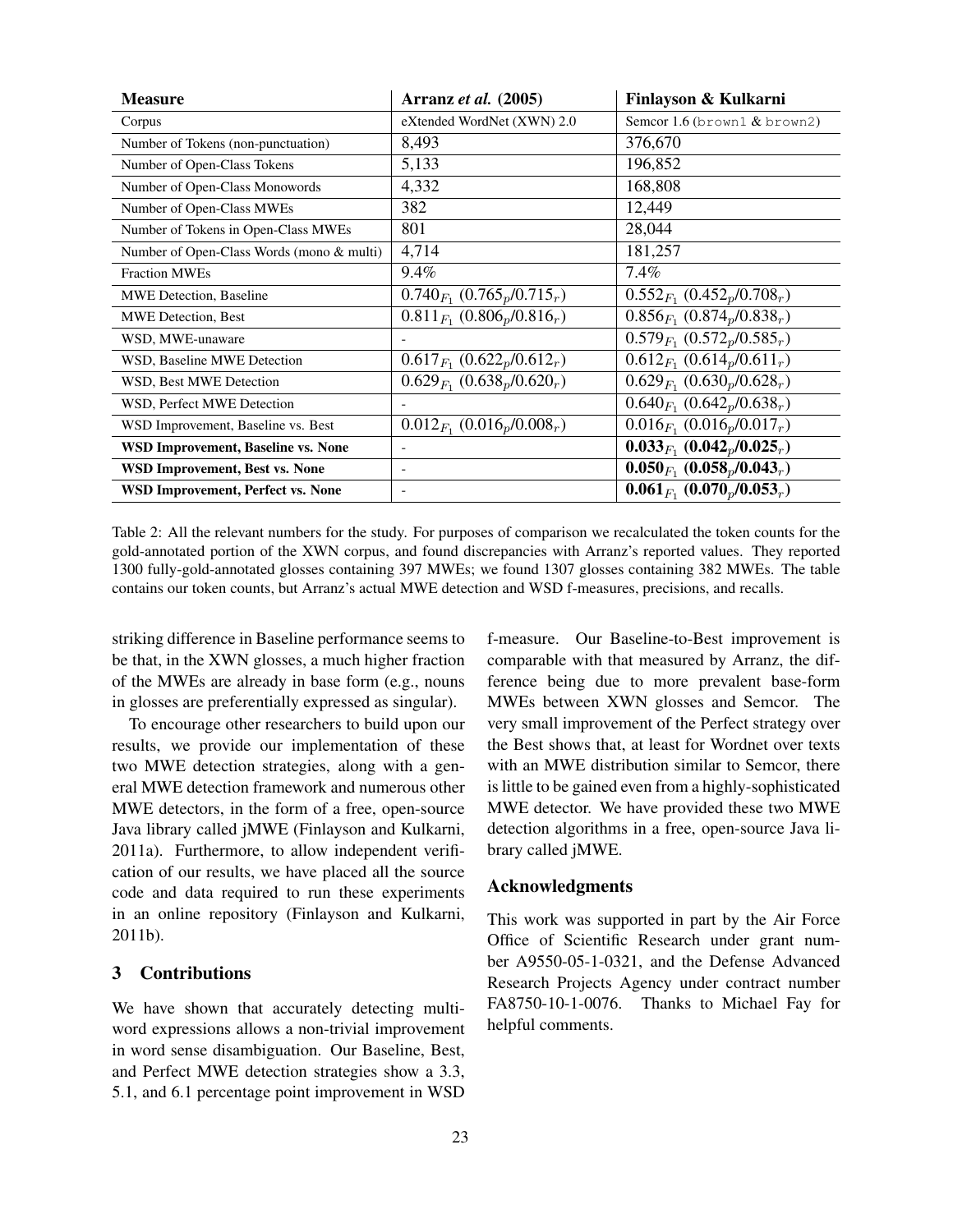| **Measure** | **Arranz *et al.* (2005)** | **Finlayson & Kulkarni** |
|---|---|---|
| Corpus | eXtended WordNet (XWN) 2.0 | Semcor 1.6 (`brown1` & `brown2`) |
| Number of Tokens (non-punctuation) | 8,493 | 376,670 |
| Number of Open-Class Tokens | 5,133 | 196,852 |
| Number of Open-Class Monowords | 4,332 | 168,808 |
| Number of Open-Class MWEs | 382 | 12,449 |
| Number of Tokens in Open-Class MWEs | 801 | 28,044 |
| Number of Open-Class Words (mono & multi) | 4,714 | 181,257 |
| Fraction MWEs | 9.4% | 7.4% |
| MWE Detection, Baseline | $0.740_{F_1}$ ($0.765_p$/$0.715_r$) | $0.552_{F_1}$ ($0.452_p$/$0.708_r$) |
| MWE Detection, Best | $0.811_{F_1}$ ($0.806_p$/$0.816_r$) | $0.856_{F_1}$ ($0.874_p$/$0.838_r$) |
| WSD, MWE-unaware | - | $0.579_{F_1}$ ($0.572_p$/$0.585_r$) |
| WSD, Baseline MWE Detection | $0.617_{F_1}$ ($0.622_p$/$0.612_r$) | $0.612_{F_1}$ ($0.614_p$/$0.611_r$) |
| WSD, Best MWE Detection | $0.629_{F_1}$ ($0.638_p$/$0.620_r$) | $0.629_{F_1}$ ($0.630_p$/$0.628_r$) |
| WSD, Perfect MWE Detection | - | $0.640_{F_1}$ ($0.642_p$/$0.638_r$) |
| WSD Improvement, Baseline vs. Best | $0.012_{F_1}$ ($0.016_p$/$0.008_r$) | $0.016_{F_1}$ ($0.016_p$/$0.017_r$) |
| **WSD Improvement, Baseline vs. None** | - | $\mathbf{0.033}_{F_1}$ ($\mathbf{0.042}_p$/$\mathbf{0.025}_r$) |
| **WSD Improvement, Best vs. None** | - | $\mathbf{0.050}_{F_1}$ ($\mathbf{0.058}_p$/$\mathbf{0.043}_r$) |
| **WSD Improvement, Perfect vs. None** | - | $\mathbf{0.061}_{F_1}$ ($\mathbf{0.070}_p$/$\mathbf{0.053}_r$) |

Table 2: All the relevant numbers for the study. For purposes of comparison we recalculated the token counts for the gold-annotated portion of the XWN corpus, and found discrepancies with Arranz's reported values. They reported 1300 fully-gold-annotated glosses containing 397 MWEs; we found 1307 glosses containing 382 MWEs. The table contains our token counts, but Arranz's actual MWE detection and WSD f-measures, precisions, and recalls.

striking difference in Baseline performance seems to be that, in the XWN glosses, a much higher fraction of the MWEs are already in base form (e.g., nouns in glosses are preferentially expressed as singular).

To encourage other researchers to build upon our results, we provide our implementation of these two MWE detection strategies, along with a general MWE detection framework and numerous other MWE detectors, in the form of a free, open-source Java library called jMWE (Finlayson and Kulkarni, 2011a). Furthermore, to allow independent verification of our results, we have placed all the source code and data required to run these experiments in an online repository (Finlayson and Kulkarni, 2011b).

## 3 Contributions

We have shown that accurately detecting multiword expressions allows a non-trivial improvement in word sense disambiguation. Our Baseline, Best, and Perfect MWE detection strategies show a 3.3, 5.1, and 6.1 percentage point improvement in WSD f-measure. Our Baseline-to-Best improvement is comparable with that measured by Arranz, the difference being due to more prevalent base-form MWEs between XWN glosses and Semcor. The very small improvement of the Perfect strategy over the Best shows that, at least for Wordnet over texts with an MWE distribution similar to Semcor, there is little to be gained even from a highly-sophisticated MWE detector. We have provided these two MWE detection algorithms in a free, open-source Java library called jMWE.

## Acknowledgments

This work was supported in part by the Air Force Office of Scientific Research under grant number A9550-05-1-0321, and the Defense Advanced Research Projects Agency under contract number FA8750-10-1-0076. Thanks to Michael Fay for helpful comments.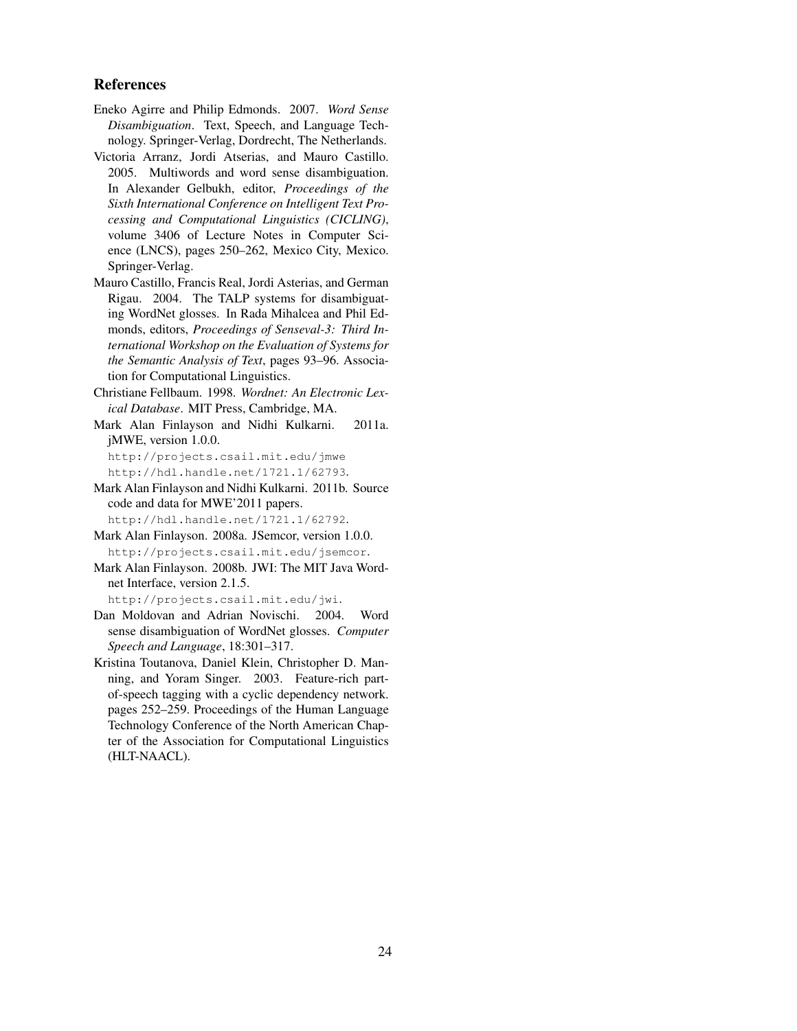## References

Eneko Agirre and Philip Edmonds. 2007. *Word Sense Disambiguation*. Text, Speech, and Language Technology. Springer-Verlag, Dordrecht, The Netherlands.

Victoria Arranz, Jordi Atserias, and Mauro Castillo. 2005. Multiwords and word sense disambiguation. In Alexander Gelbukh, editor, *Proceedings of the Sixth International Conference on Intelligent Text Processing and Computational Linguistics (CICLING)*, volume 3406 of Lecture Notes in Computer Science (LNCS), pages 250–262, Mexico City, Mexico. Springer-Verlag.

Mauro Castillo, Francis Real, Jordi Asterias, and German Rigau. 2004. The TALP systems for disambiguating WordNet glosses. In Rada Mihalcea and Phil Edmonds, editors, *Proceedings of Senseval-3: Third International Workshop on the Evaluation of Systems for the Semantic Analysis of Text*, pages 93–96. Association for Computational Linguistics.

Christiane Fellbaum. 1998. *Wordnet: An Electronic Lexical Database*. MIT Press, Cambridge, MA.

Mark Alan Finlayson and Nidhi Kulkarni. 2011a. jMWE, version 1.0.0. http://projects.csail.mit.edu/jmwe http://hdl.handle.net/1721.1/62793.

Mark Alan Finlayson and Nidhi Kulkarni. 2011b. Source code and data for MWE'2011 papers. http://hdl.handle.net/1721.1/62792.

Mark Alan Finlayson. 2008a. JSemcor, version 1.0.0. http://projects.csail.mit.edu/jsemcor.

Mark Alan Finlayson. 2008b. JWI: The MIT Java Wordnet Interface, version 2.1.5. http://projects.csail.mit.edu/jwi.

Dan Moldovan and Adrian Novischi. 2004. Word sense disambiguation of WordNet glosses. *Computer Speech and Language*, 18:301–317.

Kristina Toutanova, Daniel Klein, Christopher D. Manning, and Yoram Singer. 2003. Feature-rich part-of-speech tagging with a cyclic dependency network. pages 252–259. Proceedings of the Human Language Technology Conference of the North American Chapter of the Association for Computational Linguistics (HLT-NAACL).